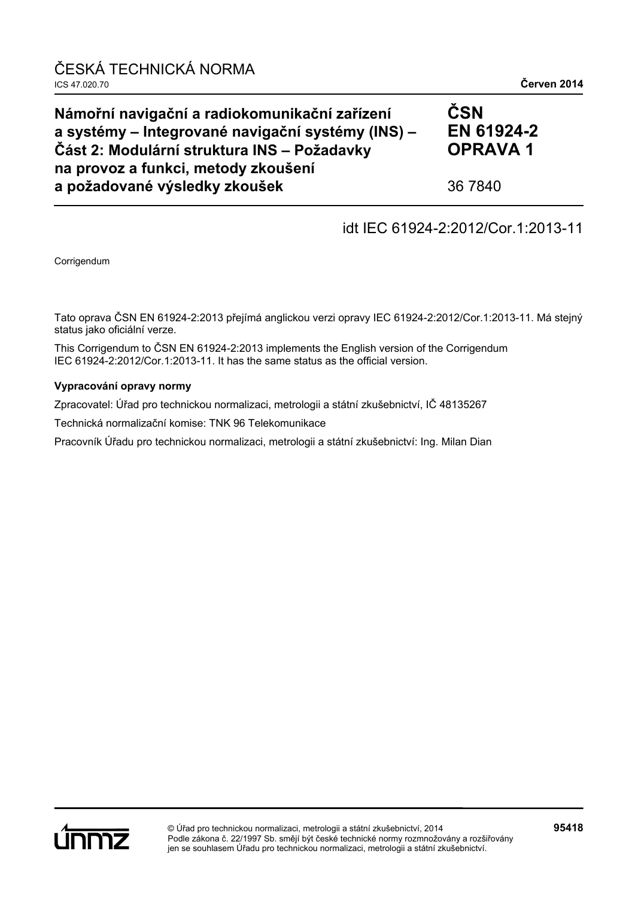ČESKÁ TECHNICKÁ NORMA

ICS 47.020.70 **Červen 2014**

# Námořní navigační a radiokomunikační zařízení a systémy – Integrované navigační systémy (INS) – Část 2: Modulární struktura INS – Požadavky na provoz a funkci, metody zkoušení a požadované výsledky zkoušek

**ČSN EN 61924-2 OPRAVA 1**

36 7840

idt IEC 61924-2:2012/Cor.1:2013-11

Corrigendum

Tato oprava ČSN EN 61924-2:2013 přejímá anglickou verzi opravy IEC 61924-2:2012/Cor.1:2013-11. Má stejný status jako oficiální verze.

This Corrigendum to ČSN EN 61924-2:2013 implements the English version of the Corrigendum IEC 61924-2:2012/Cor.1:2013-11. It has the same status as the official version.

**Vypracování opravy normy**

Zpracovatel: Úřad pro technickou normalizaci, metrologii a státní zkušebnictví, IČ 48135267

Technická normalizační komise: TNK 96 Telekomunikace

Pracovník Úřadu pro technickou normalizaci, metrologii a státní zkušebnictví: Ing. Milan Dian

© Úřad pro technickou normalizaci, metrologii a státní zkušebnictví, 2014
Podle zákona č. 22/1997 Sb. smějí být české technické normy rozmnožovány a rozšiřovány jen se souhlasem Úřadu pro technickou normalizaci, metrologii a státní zkušebnictví.

**95418**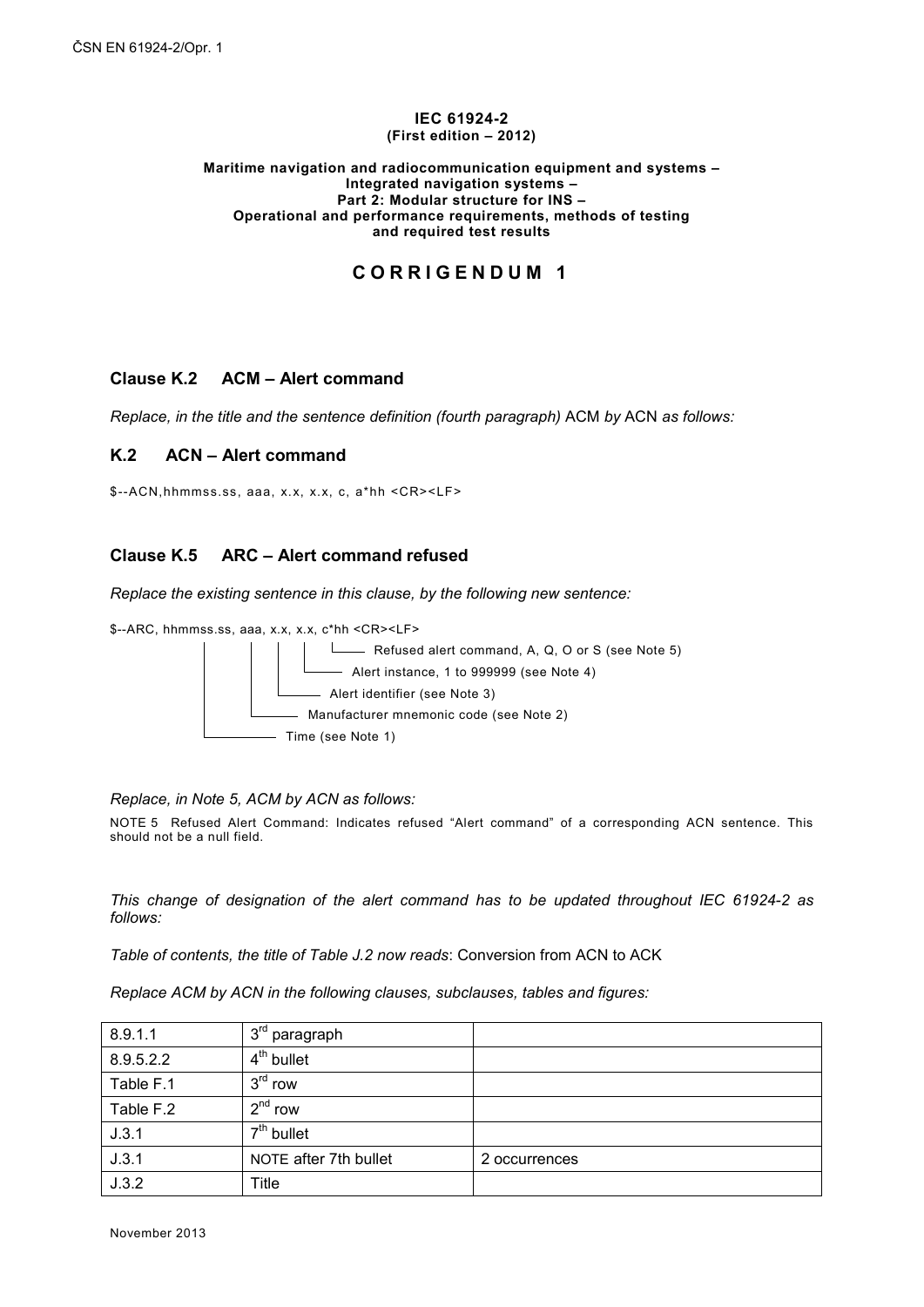**IEC 61924-2**
**(First edition – 2012)**

**Maritime navigation and radiocommunication equipment and systems – Integrated navigation systems – Part 2: Modular structure for INS – Operational and performance requirements, methods of testing and required test results**

# CORRIGENDUM 1

## Clause K.2 ACM – Alert command

*Replace, in the title and the sentence definition (fourth paragraph)* ACM *by* ACN *as follows:*

## K.2 ACN – Alert command

```
$--ACN,hhmmss.ss, aaa, x.x, x.x, c, a*hh <CR><LF>
```

## Clause K.5 ARC – Alert command refused

*Replace the existing sentence in this clause, by the following new sentence:*

```
$--ARC, hhmmss.ss, aaa, x.x, x.x, c*hh <CR><LF>
        |          |    |    |    |
        |          |    |    |    └── Refused alert command, A, Q, O or S (see Note 5)
        |          |    |    └─────── Alert instance, 1 to 999999 (see Note 4)
        |          |    └──────────── Alert identifier (see Note 3)
        |          └───────────────── Manufacturer mnemonic code (see Note 2)
        └──────────────────────────── Time (see Note 1)
```

*Replace, in Note 5, ACM by ACN as follows:*

NOTE 5 Refused Alert Command: Indicates refused "Alert command" of a corresponding ACN sentence. This should not be a null field.

*This change of designation of the alert command has to be updated throughout IEC 61924-2 as follows:*

*Table of contents, the title of Table J.2 now reads*: Conversion from ACN to ACK

*Replace ACM by ACN in the following clauses, subclauses, tables and figures:*

| | | |
|---|---|---|
| 8.9.1.1 | 3rd paragraph | |
| 8.9.5.2.2 | 4th bullet | |
| Table F.1 | 3rd row | |
| Table F.2 | 2nd row | |
| J.3.1 | 7th bullet | |
| J.3.1 | NOTE after 7th bullet | 2 occurrences |
| J.3.2 | Title | |

November 2013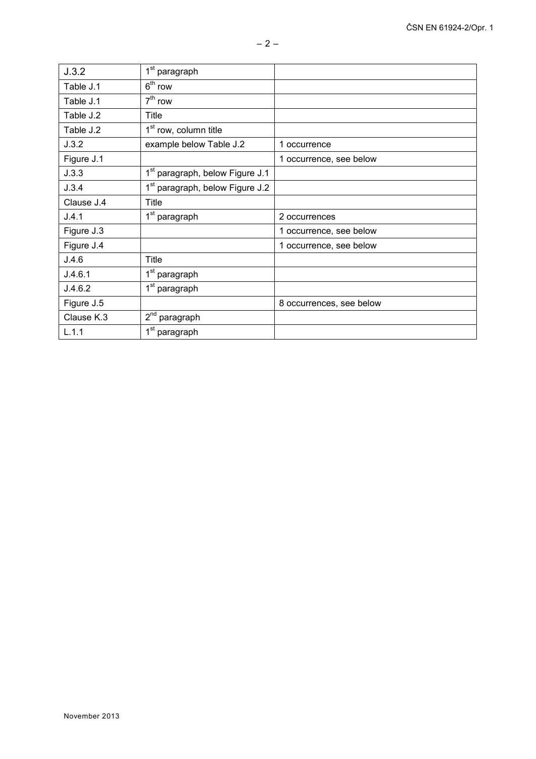| J.3.2 | 1st paragraph | |
|---|---|---|
| Table J.1 | 6th row | |
| Table J.1 | 7th row | |
| Table J.2 | Title | |
| Table J.2 | 1st row, column title | |
| J.3.2 | example below Table J.2 | 1 occurrence |
| Figure J.1 | | 1 occurrence, see below |
| J.3.3 | 1st paragraph, below Figure J.1 | |
| J.3.4 | 1st paragraph, below Figure J.2 | |
| Clause J.4 | Title | |
| J.4.1 | 1st paragraph | 2 occurrences |
| Figure J.3 | | 1 occurrence, see below |
| Figure J.4 | | 1 occurrence, see below |
| J.4.6 | Title | |
| J.4.6.1 | 1st paragraph | |
| J.4.6.2 | 1st paragraph | |
| Figure J.5 | | 8 occurrences, see below |
| Clause K.3 | 2nd paragraph | |
| L.1.1 | 1st paragraph | |

November 2013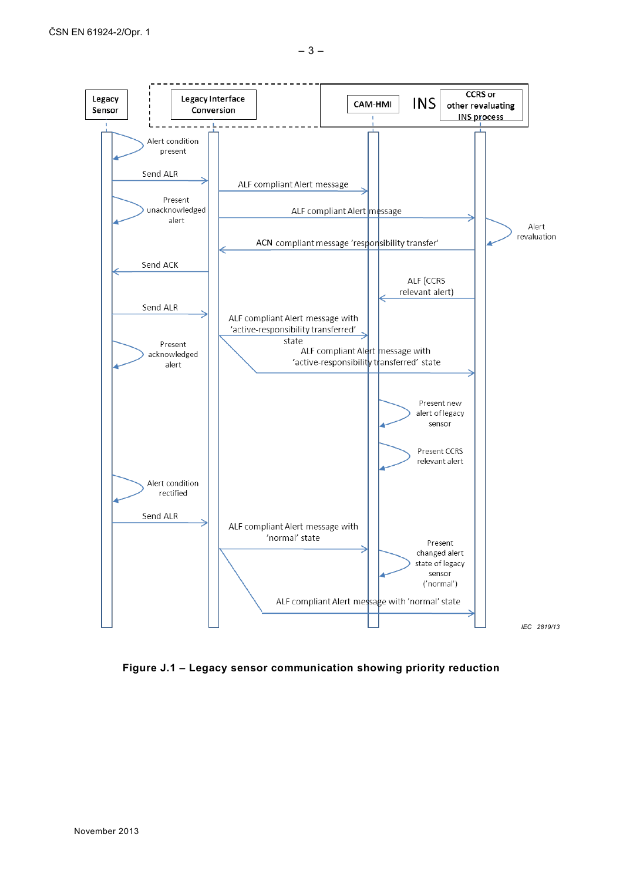Legacy Sensor

Legacy Interface Conversion

CAM-HMI

INS

CCRS or other revaluating INS process

Alert condition present

Send ALR

ALF compliant Alert message

Present unacknowledged alert

ALF compliant Alert message

Alert revaluation

ACN compliant message 'responsibility transfer'

Send ACK

ALF (CCRS relevant alert)

Send ALR

ALF compliant Alert message with 'active-responsibility transferred' state

Present acknowledged alert

ALF compliant Alert message with 'active-responsibility transferred' state

Present new alert of legacy sensor

Present CCRS relevant alert

Alert condition rectified

Send ALR

ALF compliant Alert message with 'normal' state

Present changed alert state of legacy sensor ('normal')

ALF compliant Alert message with 'normal' state

IEC 2819/13

**Figure J.1 – Legacy sensor communication showing priority reduction**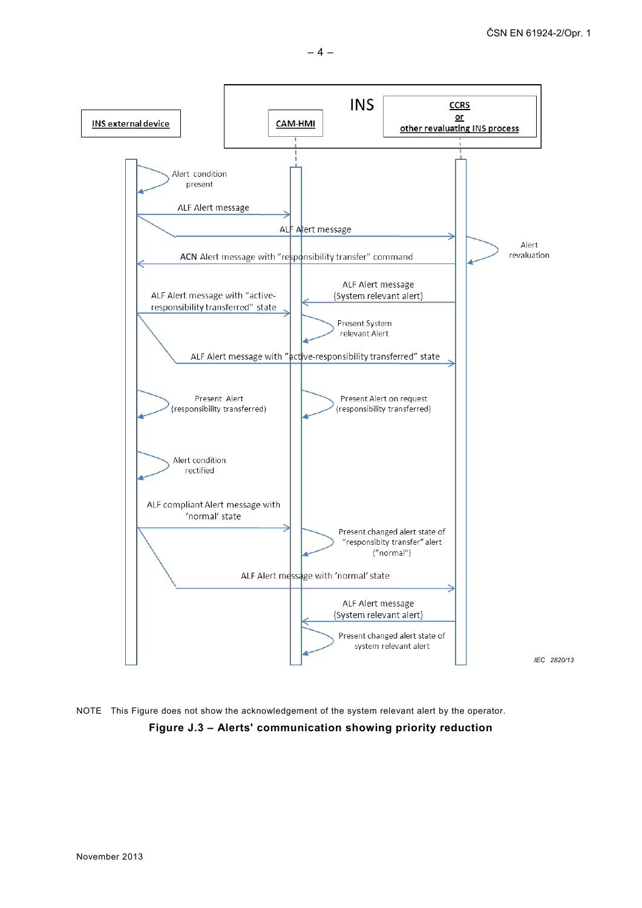INS

INS external device

CAM-HMI

CCRS
or
other revaluating INS process

Alert condition present

ALF Alert message

ALF Alert message

Alert revaluation

ACN Alert message with "responsibility transfer" command

ALF Alert message (System relevant alert)

ALF Alert message with "active-responsibility transferred" state

Present System relevant Alert

ALF Alert message with "active-responsibility transferred" state

Present Alert (responsibility transferred)

Present Alert on request (responsibility transferred)

Alert condition rectified

ALF compliant Alert message with 'normal' state

Present changed alert state of "responsibity transfer" alert ("normal")

ALF Alert message with 'normal' state

ALF Alert message (System relevant alert)

Present changed alert state of system relevant alert

IEC 2820/13

NOTE This Figure does not show the acknowledgement of the system relevant alert by the operator.

**Figure J.3 – Alerts' communication showing priority reduction**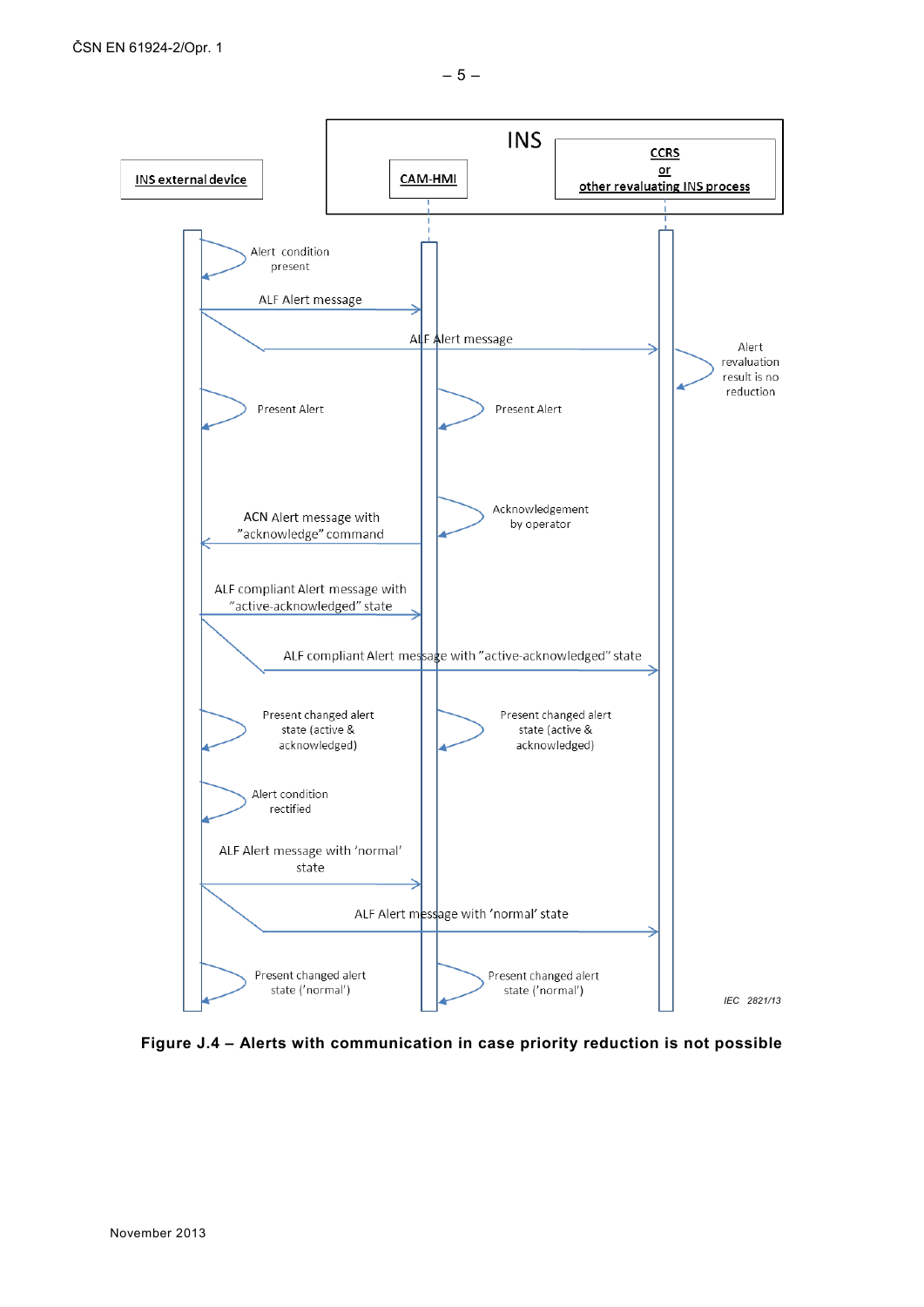INS

INS external device

CAM-HMI

CCRS
or
other revaluating INS process

Alert condition present

ALF Alert message

ALF Alert message

Alert revaluation result is no reduction

Present Alert

Present Alert

Acknowledgement by operator

ACN Alert message with "acknowledge" command

ALF compliant Alert message with "active-acknowledged" state

ALF compliant Alert message with "active-acknowledged" state

Present changed alert state (active & acknowledged)

Present changed alert state (active & acknowledged)

Alert condition rectified

ALF Alert message with 'normal' state

ALF Alert message with 'normal' state

Present changed alert state ('normal')

Present changed alert state ('normal')

IEC 2821/13

**Figure J.4 – Alerts with communication in case priority reduction is not possible**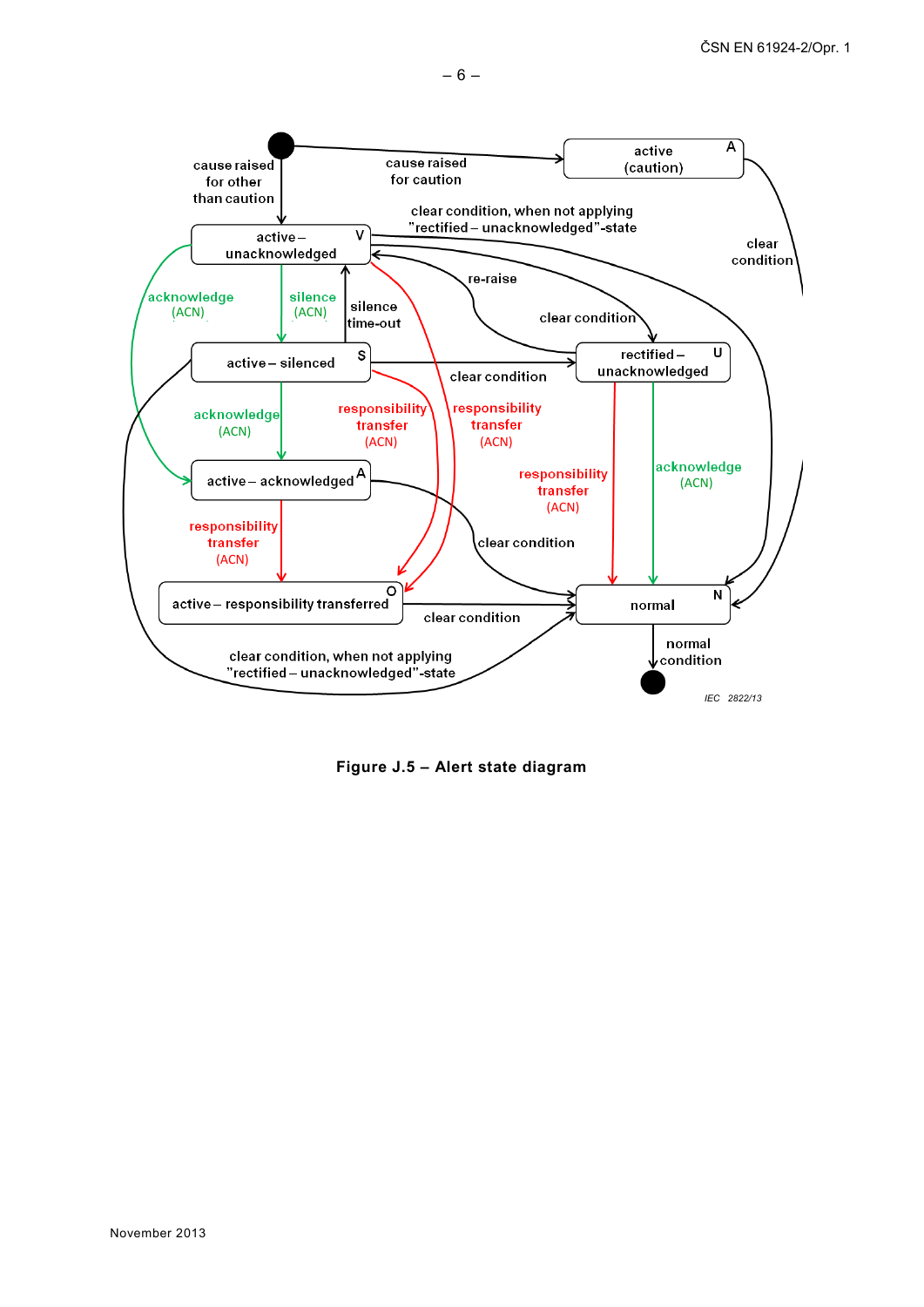**Figure J.5 – Alert state diagram**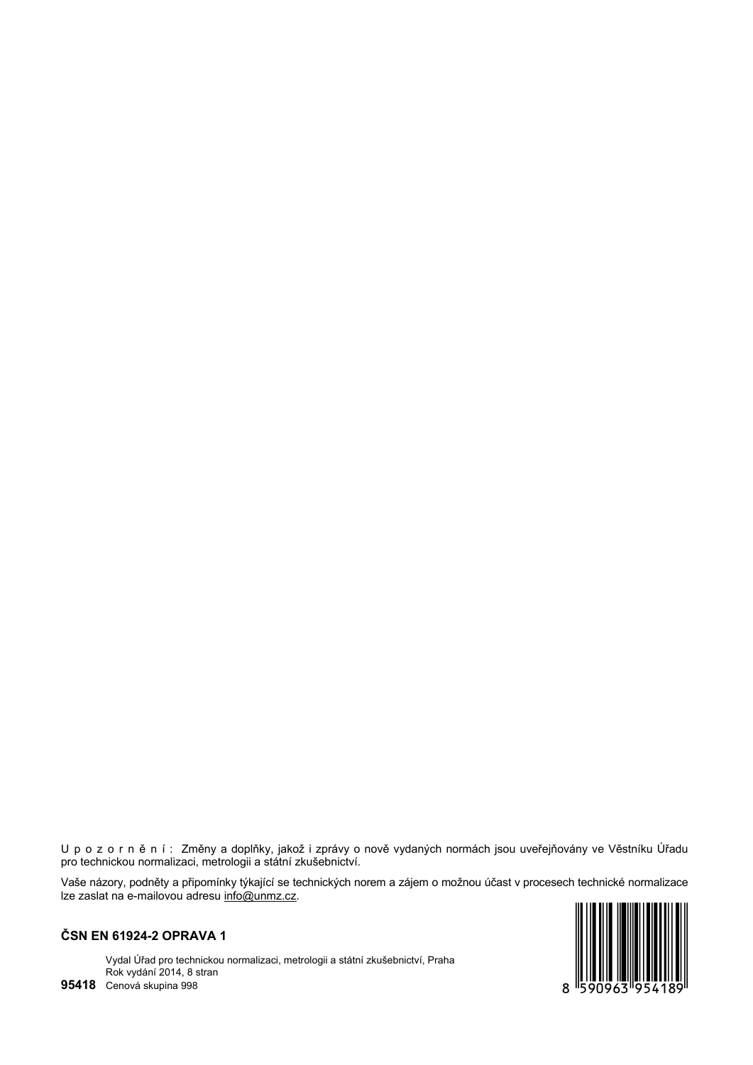U p o z o r n ě n í : Změny a doplňky, jakož i zprávy o nově vydaných normách jsou uveřejňovány ve Věstníku Úřadu pro technickou normalizaci, metrologii a státní zkušebnictví.

Vaše názory, podněty a připomínky týkající se technických norem a zájem o možnou účast v procesech technické normalizace lze zaslat na e-mailovou adresu info@unmz.cz.

**ČSN EN 61924-2 OPRAVA 1**

Vydal Úřad pro technickou normalizaci, metrologii a státní zkušebnictví, Praha
Rok vydání 2014, 8 stran

**95418** Cenová skupina 998

8 590963 954189